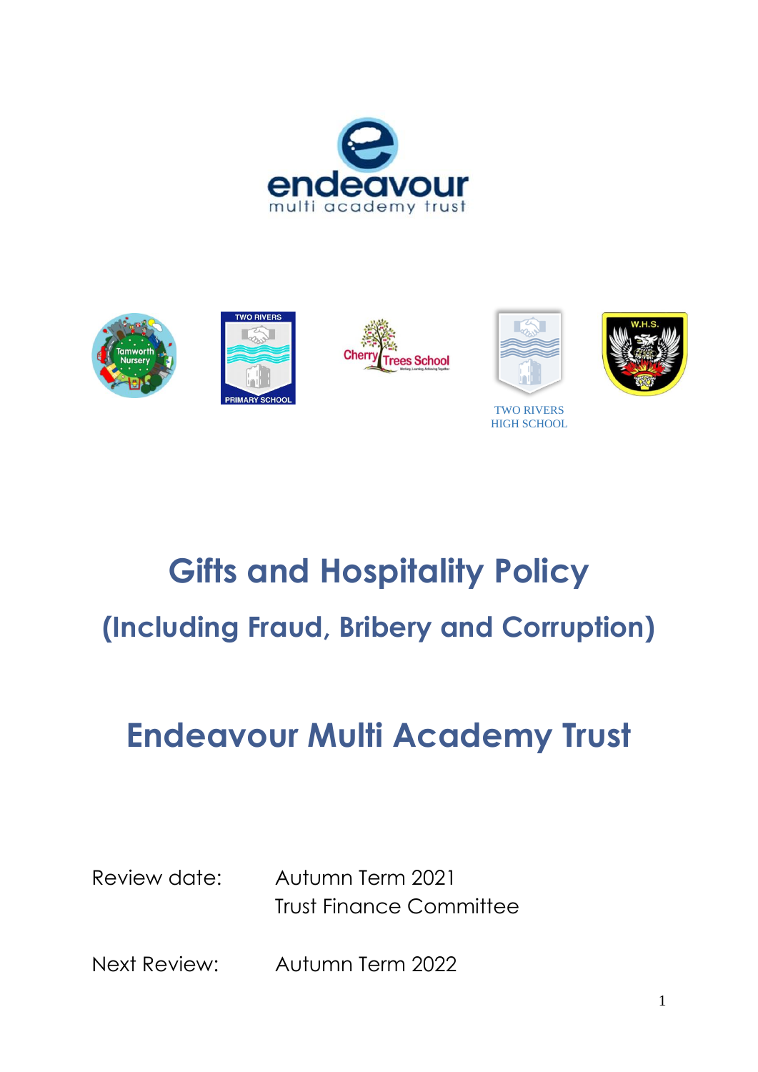# Gifts and Hospitality Policy

## (Including Fraud, Bribery and Corruption)

# Endeavour Multi Academy Trust

Review date: Autumn Term 2021
Trust Finance Committee

Next Review: Autumn Term 2022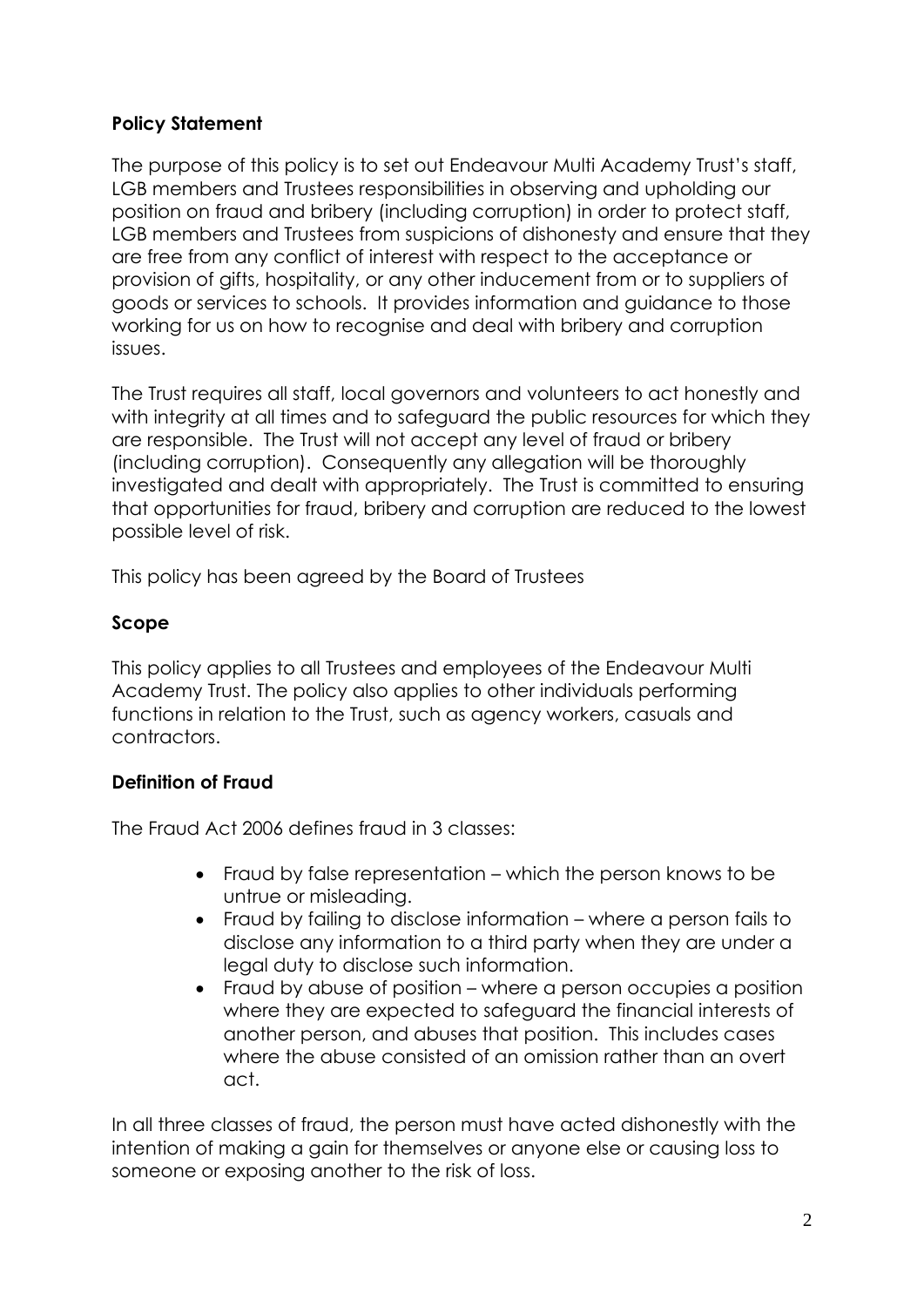**Policy Statement**

The purpose of this policy is to set out Endeavour Multi Academy Trust's staff, LGB members and Trustees responsibilities in observing and upholding our position on fraud and bribery (including corruption) in order to protect staff, LGB members and Trustees from suspicions of dishonesty and ensure that they are free from any conflict of interest with respect to the acceptance or provision of gifts, hospitality, or any other inducement from or to suppliers of goods or services to schools. It provides information and guidance to those working for us on how to recognise and deal with bribery and corruption issues.

The Trust requires all staff, local governors and volunteers to act honestly and with integrity at all times and to safeguard the public resources for which they are responsible. The Trust will not accept any level of fraud or bribery (including corruption). Consequently any allegation will be thoroughly investigated and dealt with appropriately. The Trust is committed to ensuring that opportunities for fraud, bribery and corruption are reduced to the lowest possible level of risk.

This policy has been agreed by the Board of Trustees

**Scope**

This policy applies to all Trustees and employees of the Endeavour Multi Academy Trust. The policy also applies to other individuals performing functions in relation to the Trust, such as agency workers, casuals and contractors.

**Definition of Fraud**

The Fraud Act 2006 defines fraud in 3 classes:

- Fraud by false representation – which the person knows to be untrue or misleading.
- Fraud by failing to disclose information – where a person fails to disclose any information to a third party when they are under a legal duty to disclose such information.
- Fraud by abuse of position – where a person occupies a position where they are expected to safeguard the financial interests of another person, and abuses that position. This includes cases where the abuse consisted of an omission rather than an overt act.

In all three classes of fraud, the person must have acted dishonestly with the intention of making a gain for themselves or anyone else or causing loss to someone or exposing another to the risk of loss.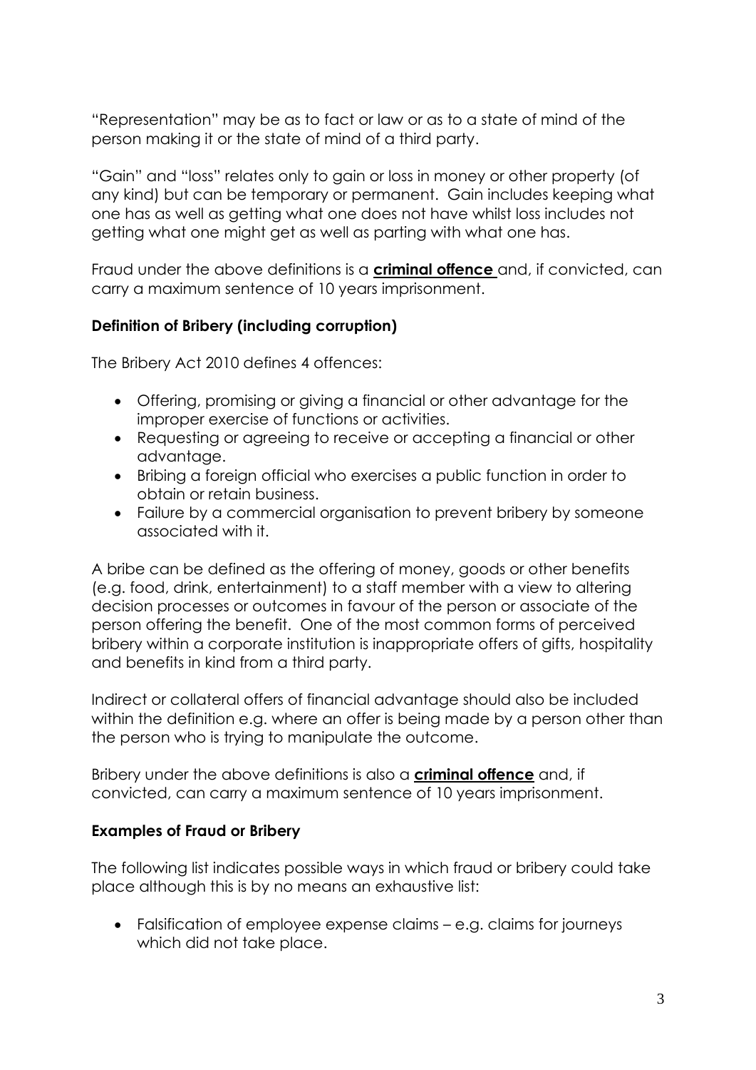"Representation" may be as to fact or law or as to a state of mind of the person making it or the state of mind of a third party.

"Gain" and "loss" relates only to gain or loss in money or other property (of any kind) but can be temporary or permanent. Gain includes keeping what one has as well as getting what one does not have whilst loss includes not getting what one might get as well as parting with what one has.

Fraud under the above definitions is a **criminal offence** and, if convicted, can carry a maximum sentence of 10 years imprisonment.

### Definition of Bribery (including corruption)

The Bribery Act 2010 defines 4 offences:

- Offering, promising or giving a financial or other advantage for the improper exercise of functions or activities.
- Requesting or agreeing to receive or accepting a financial or other advantage.
- Bribing a foreign official who exercises a public function in order to obtain or retain business.
- Failure by a commercial organisation to prevent bribery by someone associated with it.

A bribe can be defined as the offering of money, goods or other benefits (e.g. food, drink, entertainment) to a staff member with a view to altering decision processes or outcomes in favour of the person or associate of the person offering the benefit. One of the most common forms of perceived bribery within a corporate institution is inappropriate offers of gifts, hospitality and benefits in kind from a third party.

Indirect or collateral offers of financial advantage should also be included within the definition e.g. where an offer is being made by a person other than the person who is trying to manipulate the outcome.

Bribery under the above definitions is also a **criminal offence** and, if convicted, can carry a maximum sentence of 10 years imprisonment.

### Examples of Fraud or Bribery

The following list indicates possible ways in which fraud or bribery could take place although this is by no means an exhaustive list:

- Falsification of employee expense claims – e.g. claims for journeys which did not take place.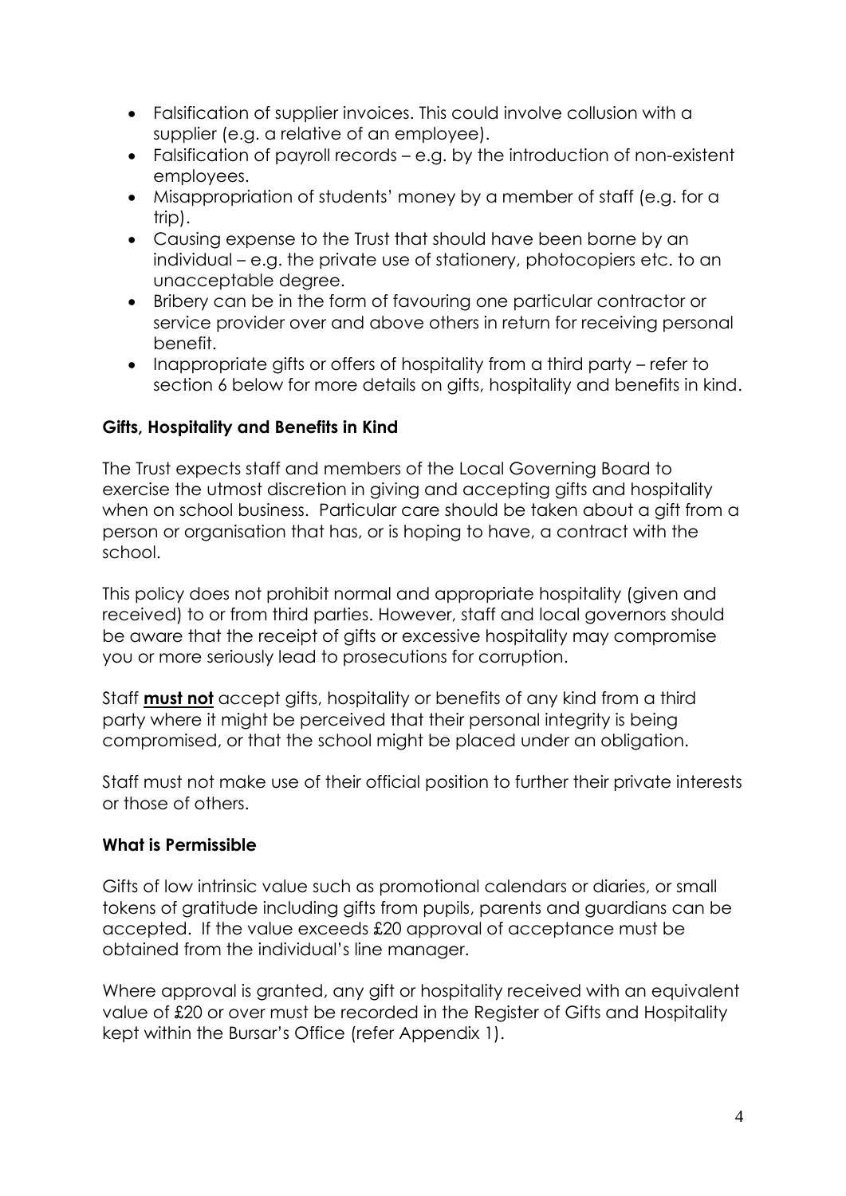- Falsification of supplier invoices. This could involve collusion with a supplier (e.g. a relative of an employee).
- Falsification of payroll records – e.g. by the introduction of non-existent employees.
- Misappropriation of students' money by a member of staff (e.g. for a trip).
- Causing expense to the Trust that should have been borne by an individual – e.g. the private use of stationery, photocopiers etc. to an unacceptable degree.
- Bribery can be in the form of favouring one particular contractor or service provider over and above others in return for receiving personal benefit.
- Inappropriate gifts or offers of hospitality from a third party – refer to section 6 below for more details on gifts, hospitality and benefits in kind.

**Gifts, Hospitality and Benefits in Kind**

The Trust expects staff and members of the Local Governing Board to exercise the utmost discretion in giving and accepting gifts and hospitality when on school business. Particular care should be taken about a gift from a person or organisation that has, or is hoping to have, a contract with the school.

This policy does not prohibit normal and appropriate hospitality (given and received) to or from third parties. However, staff and local governors should be aware that the receipt of gifts or excessive hospitality may compromise you or more seriously lead to prosecutions for corruption.

Staff **<u>must not</u>** accept gifts, hospitality or benefits of any kind from a third party where it might be perceived that their personal integrity is being compromised, or that the school might be placed under an obligation.

Staff must not make use of their official position to further their private interests or those of others.

**What is Permissible**

Gifts of low intrinsic value such as promotional calendars or diaries, or small tokens of gratitude including gifts from pupils, parents and guardians can be accepted. If the value exceeds £20 approval of acceptance must be obtained from the individual's line manager.

Where approval is granted, any gift or hospitality received with an equivalent value of £20 or over must be recorded in the Register of Gifts and Hospitality kept within the Bursar's Office (refer Appendix 1).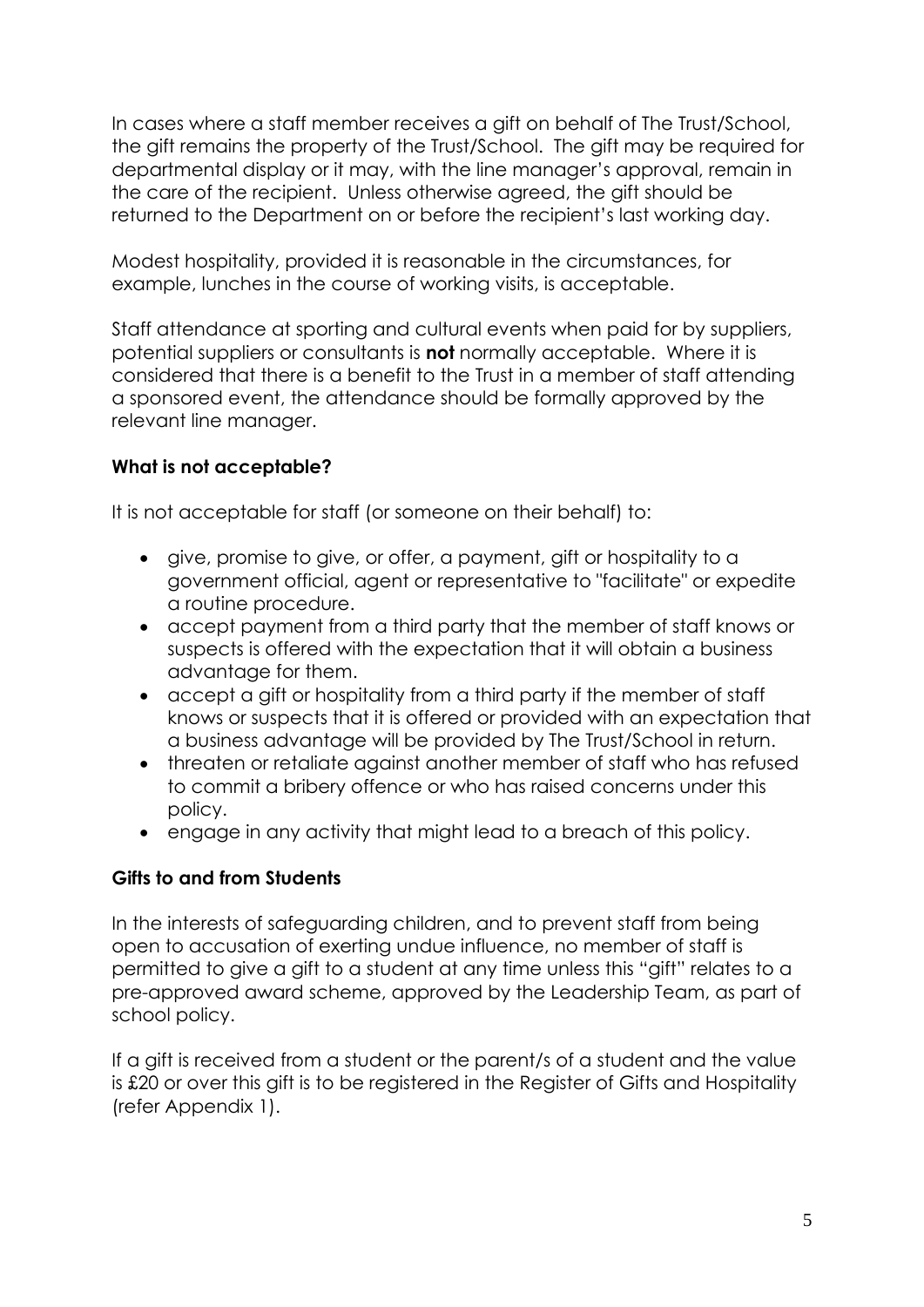In cases where a staff member receives a gift on behalf of The Trust/School, the gift remains the property of the Trust/School. The gift may be required for departmental display or it may, with the line manager's approval, remain in the care of the recipient. Unless otherwise agreed, the gift should be returned to the Department on or before the recipient's last working day.

Modest hospitality, provided it is reasonable in the circumstances, for example, lunches in the course of working visits, is acceptable.

Staff attendance at sporting and cultural events when paid for by suppliers, potential suppliers or consultants is **not** normally acceptable. Where it is considered that there is a benefit to the Trust in a member of staff attending a sponsored event, the attendance should be formally approved by the relevant line manager.

**What is not acceptable?**

It is not acceptable for staff (or someone on their behalf) to:

- give, promise to give, or offer, a payment, gift or hospitality to a government official, agent or representative to "facilitate" or expedite a routine procedure.
- accept payment from a third party that the member of staff knows or suspects is offered with the expectation that it will obtain a business advantage for them.
- accept a gift or hospitality from a third party if the member of staff knows or suspects that it is offered or provided with an expectation that a business advantage will be provided by The Trust/School in return.
- threaten or retaliate against another member of staff who has refused to commit a bribery offence or who has raised concerns under this policy.
- engage in any activity that might lead to a breach of this policy.

**Gifts to and from Students**

In the interests of safeguarding children, and to prevent staff from being open to accusation of exerting undue influence, no member of staff is permitted to give a gift to a student at any time unless this "gift" relates to a pre-approved award scheme, approved by the Leadership Team, as part of school policy.

If a gift is received from a student or the parent/s of a student and the value is £20 or over this gift is to be registered in the Register of Gifts and Hospitality (refer Appendix 1).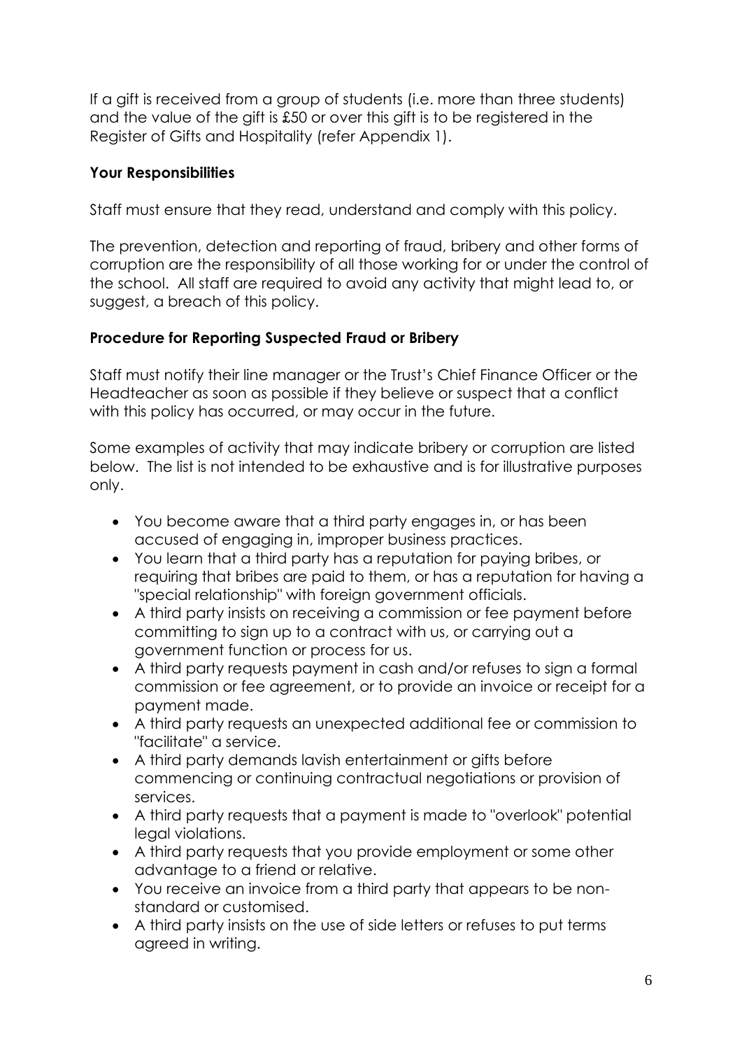If a gift is received from a group of students (i.e. more than three students) and the value of the gift is £50 or over this gift is to be registered in the Register of Gifts and Hospitality (refer Appendix 1).

**Your Responsibilities**

Staff must ensure that they read, understand and comply with this policy.

The prevention, detection and reporting of fraud, bribery and other forms of corruption are the responsibility of all those working for or under the control of the school. All staff are required to avoid any activity that might lead to, or suggest, a breach of this policy.

**Procedure for Reporting Suspected Fraud or Bribery**

Staff must notify their line manager or the Trust's Chief Finance Officer or the Headteacher as soon as possible if they believe or suspect that a conflict with this policy has occurred, or may occur in the future.

Some examples of activity that may indicate bribery or corruption are listed below. The list is not intended to be exhaustive and is for illustrative purposes only.

- You become aware that a third party engages in, or has been accused of engaging in, improper business practices.
- You learn that a third party has a reputation for paying bribes, or requiring that bribes are paid to them, or has a reputation for having a "special relationship" with foreign government officials.
- A third party insists on receiving a commission or fee payment before committing to sign up to a contract with us, or carrying out a government function or process for us.
- A third party requests payment in cash and/or refuses to sign a formal commission or fee agreement, or to provide an invoice or receipt for a payment made.
- A third party requests an unexpected additional fee or commission to "facilitate" a service.
- A third party demands lavish entertainment or gifts before commencing or continuing contractual negotiations or provision of services.
- A third party requests that a payment is made to "overlook" potential legal violations.
- A third party requests that you provide employment or some other advantage to a friend or relative.
- You receive an invoice from a third party that appears to be non-standard or customised.
- A third party insists on the use of side letters or refuses to put terms agreed in writing.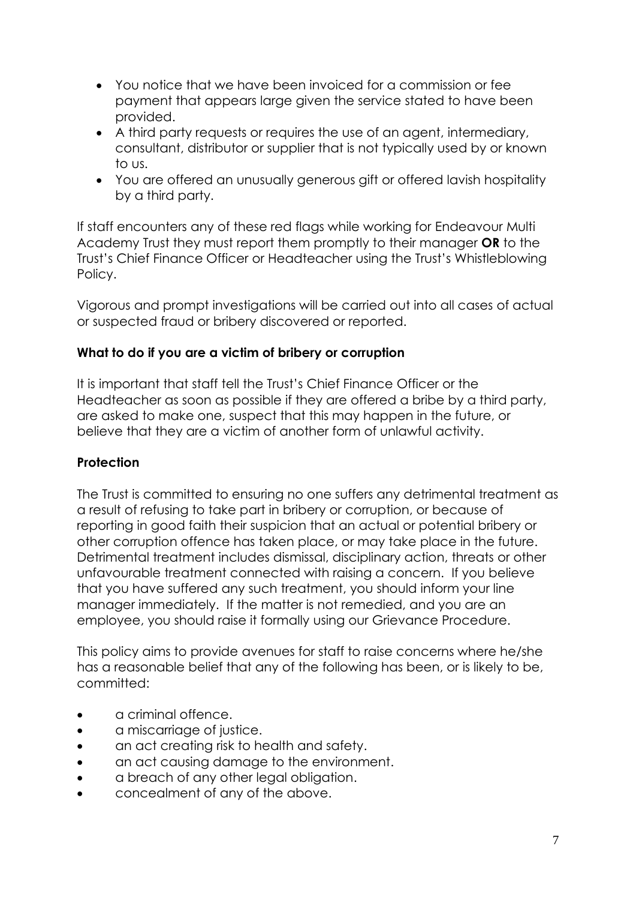- You notice that we have been invoiced for a commission or fee payment that appears large given the service stated to have been provided.
- A third party requests or requires the use of an agent, intermediary, consultant, distributor or supplier that is not typically used by or known to us.
- You are offered an unusually generous gift or offered lavish hospitality by a third party.

If staff encounters any of these red flags while working for Endeavour Multi Academy Trust they must report them promptly to their manager **OR** to the Trust's Chief Finance Officer or Headteacher using the Trust's Whistleblowing Policy.

Vigorous and prompt investigations will be carried out into all cases of actual or suspected fraud or bribery discovered or reported.

**What to do if you are a victim of bribery or corruption**

It is important that staff tell the Trust's Chief Finance Officer or the Headteacher as soon as possible if they are offered a bribe by a third party, are asked to make one, suspect that this may happen in the future, or believe that they are a victim of another form of unlawful activity.

**Protection**

The Trust is committed to ensuring no one suffers any detrimental treatment as a result of refusing to take part in bribery or corruption, or because of reporting in good faith their suspicion that an actual or potential bribery or other corruption offence has taken place, or may take place in the future. Detrimental treatment includes dismissal, disciplinary action, threats or other unfavourable treatment connected with raising a concern. If you believe that you have suffered any such treatment, you should inform your line manager immediately. If the matter is not remedied, and you are an employee, you should raise it formally using our Grievance Procedure.

This policy aims to provide avenues for staff to raise concerns where he/she has a reasonable belief that any of the following has been, or is likely to be, committed:

- a criminal offence.
- a miscarriage of justice.
- an act creating risk to health and safety.
- an act causing damage to the environment.
- a breach of any other legal obligation.
- concealment of any of the above.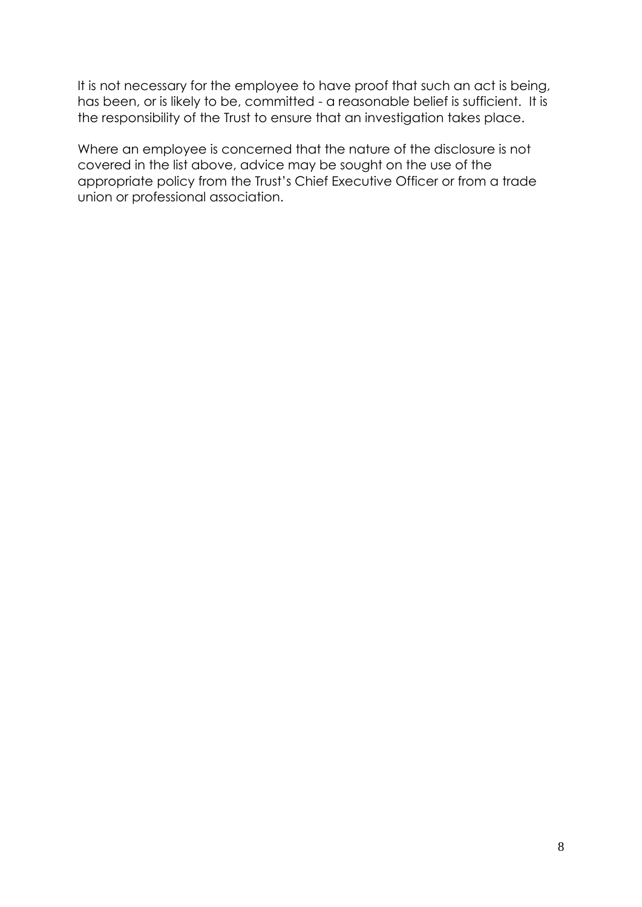It is not necessary for the employee to have proof that such an act is being, has been, or is likely to be, committed - a reasonable belief is sufficient. It is the responsibility of the Trust to ensure that an investigation takes place.

Where an employee is concerned that the nature of the disclosure is not covered in the list above, advice may be sought on the use of the appropriate policy from the Trust's Chief Executive Officer or from a trade union or professional association.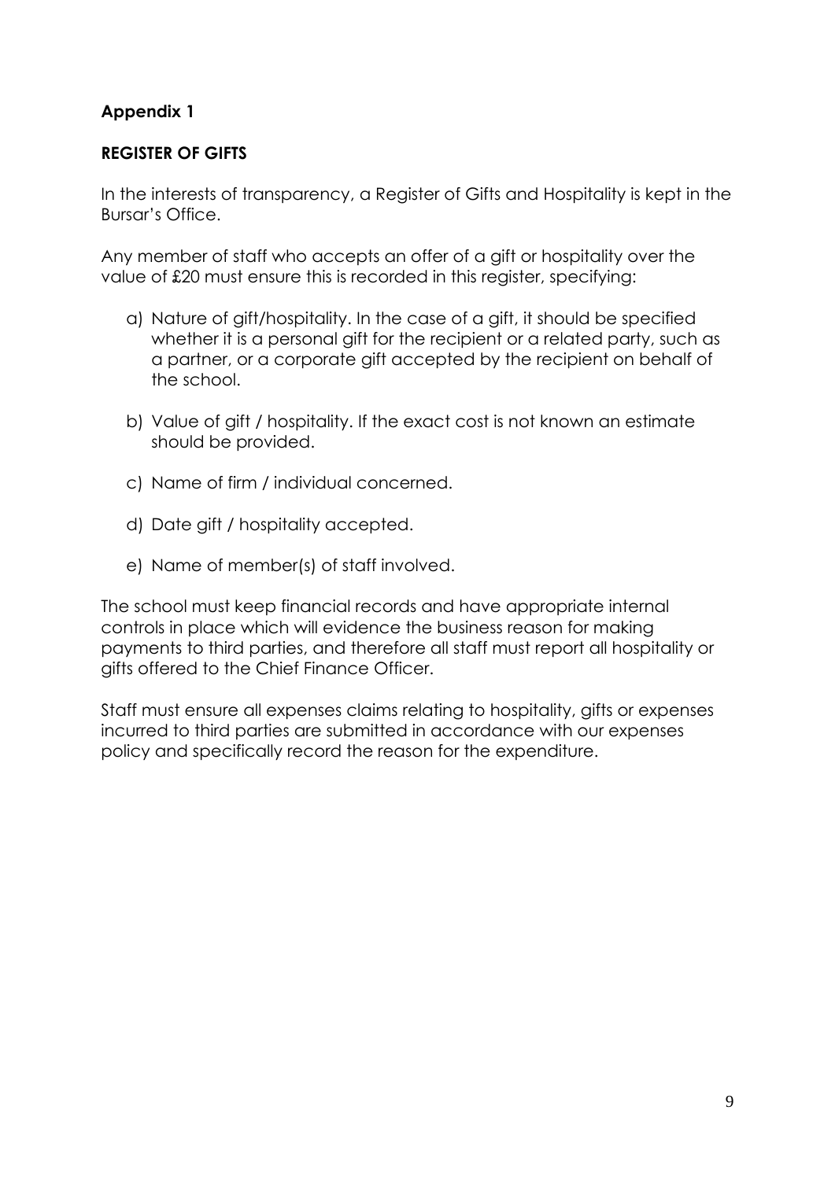**Appendix 1**

**REGISTER OF GIFTS**

In the interests of transparency, a Register of Gifts and Hospitality is kept in the Bursar's Office.

Any member of staff who accepts an offer of a gift or hospitality over the value of £20 must ensure this is recorded in this register, specifying:

a) Nature of gift/hospitality. In the case of a gift, it should be specified whether it is a personal gift for the recipient or a related party, such as a partner, or a corporate gift accepted by the recipient on behalf of the school.

b) Value of gift / hospitality. If the exact cost is not known an estimate should be provided.

c) Name of firm / individual concerned.

d) Date gift / hospitality accepted.

e) Name of member(s) of staff involved.

The school must keep financial records and have appropriate internal controls in place which will evidence the business reason for making payments to third parties, and therefore all staff must report all hospitality or gifts offered to the Chief Finance Officer.

Staff must ensure all expenses claims relating to hospitality, gifts or expenses incurred to third parties are submitted in accordance with our expenses policy and specifically record the reason for the expenditure.